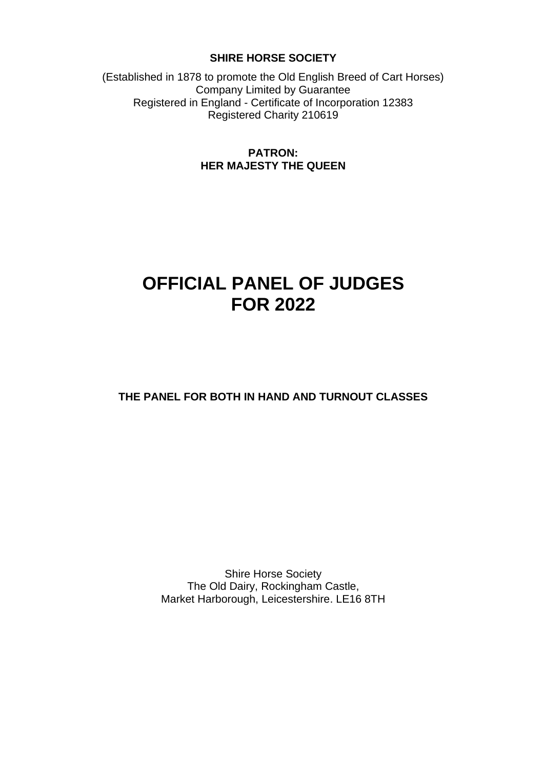**SHIRE HORSE SOCIETY**

(Established in 1878 to promote the Old English Breed of Cart Horses)
Company Limited by Guarantee
Registered in England - Certificate of Incorporation 12383
Registered Charity 210619

**PATRON:**
**HER MAJESTY THE QUEEN**

# OFFICIAL PANEL OF JUDGES FOR 2022

**THE PANEL FOR BOTH IN HAND AND TURNOUT CLASSES**

Shire Horse Society
The Old Dairy, Rockingham Castle,
Market Harborough, Leicestershire. LE16 8TH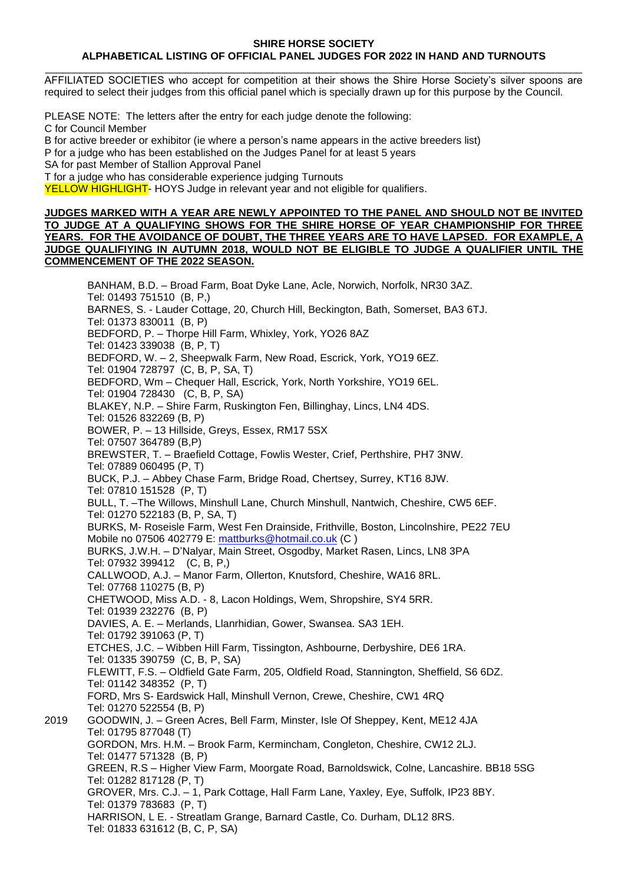# SHIRE HORSE SOCIETY
## ALPHABETICAL LISTING OF OFFICIAL PANEL JUDGES FOR 2022 IN HAND AND TURNOUTS

AFFILIATED SOCIETIES who accept for competition at their shows the Shire Horse Society's silver spoons are required to select their judges from this official panel which is specially drawn up for this purpose by the Council.

PLEASE NOTE: The letters after the entry for each judge denote the following:
C for Council Member
B for active breeder or exhibitor (ie where a person's name appears in the active breeders list)
P for a judge who has been established on the Judges Panel for at least 5 years
SA for past Member of Stallion Approval Panel
T for a judge who has considerable experience judging Turnouts
YELLOW HIGHLIGHT- HOYS Judge in relevant year and not eligible for qualifiers.

**JUDGES MARKED WITH A YEAR ARE NEWLY APPOINTED TO THE PANEL AND SHOULD NOT BE INVITED TO JUDGE AT A QUALIFYING SHOWS FOR THE SHIRE HORSE OF YEAR CHAMPIONSHIP FOR THREE YEARS. FOR THE AVOIDANCE OF DOUBT, THE THREE YEARS ARE TO HAVE LAPSED. FOR EXAMPLE, A JUDGE QUALIFIYING IN AUTUMN 2018, WOULD NOT BE ELIGIBLE TO JUDGE A QUALIFIER UNTIL THE COMMENCEMENT OF THE 2022 SEASON.**

BANHAM, B.D. – Broad Farm, Boat Dyke Lane, Acle, Norwich, Norfolk, NR30 3AZ.
Tel: 01493 751510 (B, P,)

BARNES, S. - Lauder Cottage, 20, Church Hill, Beckington, Bath, Somerset, BA3 6TJ.
Tel: 01373 830011 (B, P)

BEDFORD, P. – Thorpe Hill Farm, Whixley, York, YO26 8AZ
Tel: 01423 339038 (B, P, T)

BEDFORD, W. – 2, Sheepwalk Farm, New Road, Escrick, York, YO19 6EZ.
Tel: 01904 728797 (C, B, P, SA, T)

BEDFORD, Wm – Chequer Hall, Escrick, York, North Yorkshire, YO19 6EL.
Tel: 01904 728430 (C, B, P, SA)

BLAKEY, N.P. – Shire Farm, Ruskington Fen, Billinghay, Lincs, LN4 4DS.
Tel: 01526 832269 (B, P)

BOWER, P. – 13 Hillside, Greys, Essex, RM17 5SX
Tel: 07507 364789 (B,P)

BREWSTER, T. – Braefield Cottage, Fowlis Wester, Crief, Perthshire, PH7 3NW.
Tel: 07889 060495 (P, T)

BUCK, P.J. – Abbey Chase Farm, Bridge Road, Chertsey, Surrey, KT16 8JW.
Tel: 07810 151528 (P, T)

BULL, T. –The Willows, Minshull Lane, Church Minshull, Nantwich, Cheshire, CW5 6EF.
Tel: 01270 522183 (B, P, SA, T)

BURKS, M- Roseisle Farm, West Fen Drainside, Frithville, Boston, Lincolnshire, PE22 7EU
Mobile no 07506 402779 E: mattburks@hotmail.co.uk (C )

BURKS, J.W.H. – D'Nalyar, Main Street, Osgodby, Market Rasen, Lincs, LN8 3PA
Tel: 07932 399412 (C, B, P,)

CALLWOOD, A.J. – Manor Farm, Ollerton, Knutsford, Cheshire, WA16 8RL.
Tel: 07768 110275 (B, P)

CHETWOOD, Miss A.D. - 8, Lacon Holdings, Wem, Shropshire, SY4 5RR.
Tel: 01939 232276 (B, P)

DAVIES, A. E. – Merlands, Llanrhidian, Gower, Swansea. SA3 1EH.
Tel: 01792 391063 (P, T)

ETCHES, J.C. – Wibben Hill Farm, Tissington, Ashbourne, Derbyshire, DE6 1RA.
Tel: 01335 390759 (C, B, P, SA)

FLEWITT, F.S. – Oldfield Gate Farm, 205, Oldfield Road, Stannington, Sheffield, S6 6DZ.
Tel: 01142 348352 (P, T)

FORD, Mrs S- Eardswick Hall, Minshull Vernon, Crewe, Cheshire, CW1 4RQ
Tel: 01270 522554 (B, P)

2019 GOODWIN, J. – Green Acres, Bell Farm, Minster, Isle Of Sheppey, Kent, ME12 4JA
Tel: 01795 877048 (T)

GORDON, Mrs. H.M. – Brook Farm, Kermincham, Congleton, Cheshire, CW12 2LJ.
Tel: 01477 571328 (B, P)

GREEN, R.S – Higher View Farm, Moorgate Road, Barnoldswick, Colne, Lancashire. BB18 5SG
Tel: 01282 817128 (P, T)

GROVER, Mrs. C.J. – 1, Park Cottage, Hall Farm Lane, Yaxley, Eye, Suffolk, IP23 8BY.
Tel: 01379 783683 (P, T)

HARRISON, L E. - Streatlam Grange, Barnard Castle, Co. Durham, DL12 8RS.
Tel: 01833 631612 (B, C, P, SA)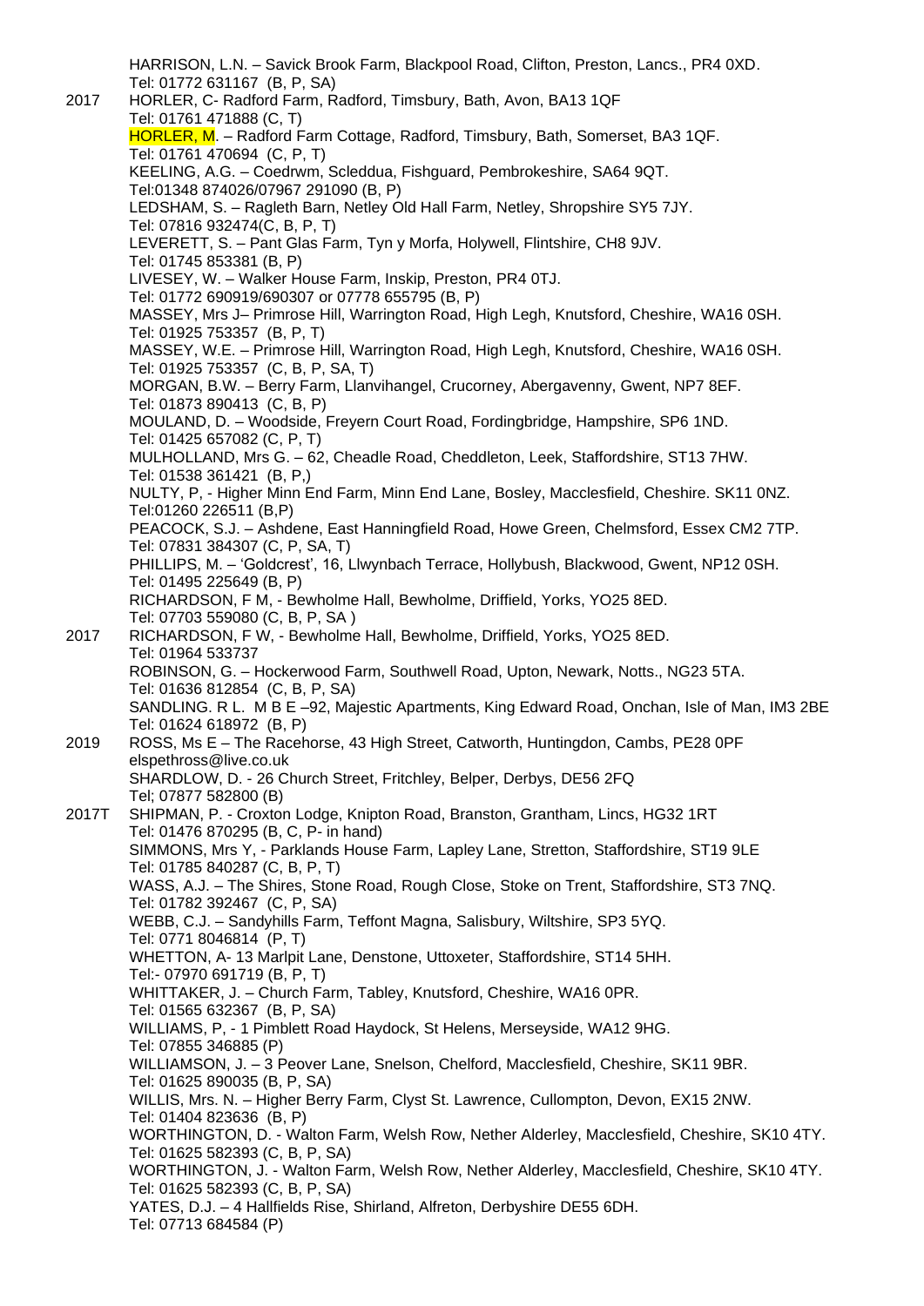HARRISON, L.N. – Savick Brook Farm, Blackpool Road, Clifton, Preston, Lancs., PR4 0XD.
Tel: 01772 631167 (B, P, SA)

2017 HORLER, C- Radford Farm, Radford, Timsbury, Bath, Avon, BA13 1QF
Tel: 01761 471888 (C, T)

HORLER, M. – Radford Farm Cottage, Radford, Timsbury, Bath, Somerset, BA3 1QF.
Tel: 01761 470694 (C, P, T)

KEELING, A.G. – Coedrwm, Scleddua, Fishguard, Pembrokeshire, SA64 9QT.
Tel:01348 874026/07967 291090 (B, P)

LEDSHAM, S. – Ragleth Barn, Netley Old Hall Farm, Netley, Shropshire SY5 7JY.
Tel: 07816 932474(C, B, P, T)

LEVERETT, S. – Pant Glas Farm, Tyn y Morfa, Holywell, Flintshire, CH8 9JV.
Tel: 01745 853381 (B, P)

LIVESEY, W. – Walker House Farm, Inskip, Preston, PR4 0TJ.
Tel: 01772 690919/690307 or 07778 655795 (B, P)

MASSEY, Mrs J– Primrose Hill, Warrington Road, High Legh, Knutsford, Cheshire, WA16 0SH.
Tel: 01925 753357 (B, P, T)

MASSEY, W.E. – Primrose Hill, Warrington Road, High Legh, Knutsford, Cheshire, WA16 0SH.
Tel: 01925 753357 (C, B, P, SA, T)

MORGAN, B.W. – Berry Farm, Llanvihangel, Crucorney, Abergavenny, Gwent, NP7 8EF.
Tel: 01873 890413 (C, B, P)

MOULAND, D. – Woodside, Freyern Court Road, Fordingbridge, Hampshire, SP6 1ND.
Tel: 01425 657082 (C, P, T)

MULHOLLAND, Mrs G. – 62, Cheadle Road, Cheddleton, Leek, Staffordshire, ST13 7HW.
Tel: 01538 361421 (B, P,)

NULTY, P, - Higher Minn End Farm, Minn End Lane, Bosley, Macclesfield, Cheshire. SK11 0NZ.
Tel:01260 226511 (B,P)

PEACOCK, S.J. – Ashdene, East Hanningfield Road, Howe Green, Chelmsford, Essex CM2 7TP.
Tel: 07831 384307 (C, P, SA, T)

PHILLIPS, M. – 'Goldcrest', 16, Llwynbach Terrace, Hollybush, Blackwood, Gwent, NP12 0SH.
Tel: 01495 225649 (B, P)

RICHARDSON, F M, - Bewholme Hall, Bewholme, Driffield, Yorks, YO25 8ED.
Tel: 07703 559080 (C, B, P, SA )

2017 RICHARDSON, F W, - Bewholme Hall, Bewholme, Driffield, Yorks, YO25 8ED.
Tel: 01964 533737

ROBINSON, G. – Hockerwood Farm, Southwell Road, Upton, Newark, Notts., NG23 5TA.
Tel: 01636 812854 (C, B, P, SA)

SANDLING. R L. M B E –92, Majestic Apartments, King Edward Road, Onchan, Isle of Man, IM3 2BE
Tel: 01624 618972 (B, P)

2019 ROSS, Ms E – The Racehorse, 43 High Street, Catworth, Huntingdon, Cambs, PE28 0PF
elspethross@live.co.uk

SHARDLOW, D. - 26 Church Street, Fritchley, Belper, Derbys, DE56 2FQ
Tel; 07877 582800 (B)

2017T SHIPMAN, P. - Croxton Lodge, Knipton Road, Branston, Grantham, Lincs, HG32 1RT
Tel: 01476 870295 (B, C, P- in hand)

SIMMONS, Mrs Y, - Parklands House Farm, Lapley Lane, Stretton, Staffordshire, ST19 9LE
Tel: 01785 840287 (C, B, P, T)

WASS, A.J. – The Shires, Stone Road, Rough Close, Stoke on Trent, Staffordshire, ST3 7NQ.
Tel: 01782 392467 (C, P, SA)

WEBB, C.J. – Sandyhills Farm, Teffont Magna, Salisbury, Wiltshire, SP3 5YQ.
Tel: 0771 8046814 (P, T)

WHETTON, A- 13 Marlpit Lane, Denstone, Uttoxeter, Staffordshire, ST14 5HH.
Tel:- 07970 691719 (B, P, T)

WHITTAKER, J. – Church Farm, Tabley, Knutsford, Cheshire, WA16 0PR.
Tel: 01565 632367 (B, P, SA)

WILLIAMS, P, - 1 Pimblett Road Haydock, St Helens, Merseyside, WA12 9HG.
Tel: 07855 346885 (P)

WILLIAMSON, J. – 3 Peover Lane, Snelson, Chelford, Macclesfield, Cheshire, SK11 9BR.
Tel: 01625 890035 (B, P, SA)

WILLIS, Mrs. N. – Higher Berry Farm, Clyst St. Lawrence, Cullompton, Devon, EX15 2NW.
Tel: 01404 823636 (B, P)

WORTHINGTON, D. - Walton Farm, Welsh Row, Nether Alderley, Macclesfield, Cheshire, SK10 4TY.
Tel: 01625 582393 (C, B, P, SA)

WORTHINGTON, J. - Walton Farm, Welsh Row, Nether Alderley, Macclesfield, Cheshire, SK10 4TY.
Tel: 01625 582393 (C, B, P, SA)

YATES, D.J. – 4 Hallfields Rise, Shirland, Alfreton, Derbyshire DE55 6DH.
Tel: 07713 684584 (P)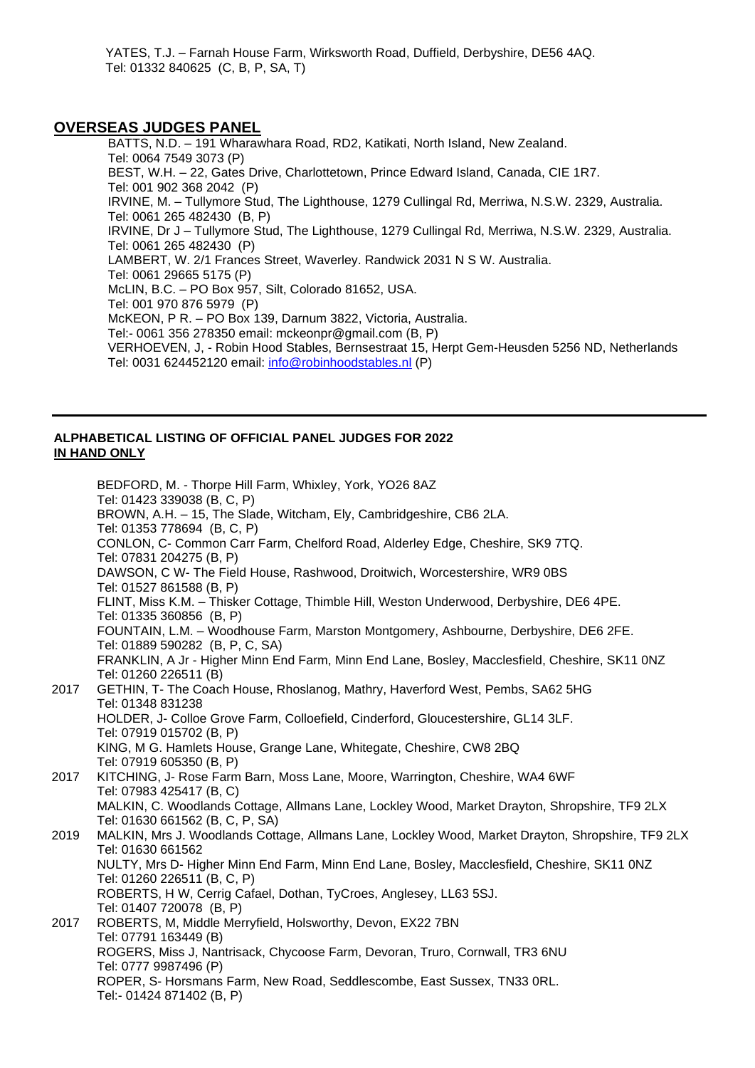YATES, T.J. – Farnah House Farm, Wirksworth Road, Duffield, Derbyshire, DE56 4AQ.
Tel: 01332 840625 (C, B, P, SA, T)

## OVERSEAS JUDGES PANEL

BATTS, N.D. – 191 Wharawhara Road, RD2, Katikati, North Island, New Zealand.
Tel: 0064 7549 3073 (P)
BEST, W.H. – 22, Gates Drive, Charlottetown, Prince Edward Island, Canada, CIE 1R7.
Tel: 001 902 368 2042 (P)
IRVINE, M. – Tullymore Stud, The Lighthouse, 1279 Cullingal Rd, Merriwa, N.S.W. 2329, Australia.
Tel: 0061 265 482430 (B, P)
IRVINE, Dr J – Tullymore Stud, The Lighthouse, 1279 Cullingal Rd, Merriwa, N.S.W. 2329, Australia.
Tel: 0061 265 482430 (P)
LAMBERT, W. 2/1 Frances Street, Waverley. Randwick 2031 N S W. Australia.
Tel: 0061 29665 5175 (P)
McLIN, B.C. – PO Box 957, Silt, Colorado 81652, USA.
Tel: 001 970 876 5979 (P)
McKEON, P R. – PO Box 139, Darnum 3822, Victoria, Australia.
Tel:- 0061 356 278350 email: mckeonpr@gmail.com (B, P)
VERHOEVEN, J, - Robin Hood Stables, Bernsestraat 15, Herpt Gem-Heusden 5256 ND, Netherlands
Tel: 0031 624452120 email: info@robinhoodstables.nl (P)

---

**ALPHABETICAL LISTING OF OFFICIAL PANEL JUDGES FOR 2022**
**IN HAND ONLY**

BEDFORD, M. - Thorpe Hill Farm, Whixley, York, YO26 8AZ
Tel: 01423 339038 (B, C, P)
BROWN, A.H. – 15, The Slade, Witcham, Ely, Cambridgeshire, CB6 2LA.
Tel: 01353 778694 (B, C, P)
CONLON, C- Common Carr Farm, Chelford Road, Alderley Edge, Cheshire, SK9 7TQ.
Tel: 07831 204275 (B, P)
DAWSON, C W- The Field House, Rashwood, Droitwich, Worcestershire, WR9 0BS
Tel: 01527 861588 (B, P)
FLINT, Miss K.M. – Thisker Cottage, Thimble Hill, Weston Underwood, Derbyshire, DE6 4PE.
Tel: 01335 360856 (B, P)
FOUNTAIN, L.M. – Woodhouse Farm, Marston Montgomery, Ashbourne, Derbyshire, DE6 2FE.
Tel: 01889 590282 (B, P, C, SA)
FRANKLIN, A Jr - Higher Minn End Farm, Minn End Lane, Bosley, Macclesfield, Cheshire, SK11 0NZ
Tel: 01260 226511 (B)
2017 GETHIN, T- The Coach House, Rhoslanog, Mathry, Haverford West, Pembs, SA62 5HG
Tel: 01348 831238
HOLDER, J- Colloe Grove Farm, Colloefield, Cinderford, Gloucestershire, GL14 3LF.
Tel: 07919 015702 (B, P)
KING, M G. Hamlets House, Grange Lane, Whitegate, Cheshire, CW8 2BQ
Tel: 07919 605350 (B, P)
2017 KITCHING, J- Rose Farm Barn, Moss Lane, Moore, Warrington, Cheshire, WA4 6WF
Tel: 07983 425417 (B, C)
MALKIN, C. Woodlands Cottage, Allmans Lane, Lockley Wood, Market Drayton, Shropshire, TF9 2LX
Tel: 01630 661562 (B, C, P, SA)
2019 MALKIN, Mrs J. Woodlands Cottage, Allmans Lane, Lockley Wood, Market Drayton, Shropshire, TF9 2LX
Tel: 01630 661562
NULTY, Mrs D- Higher Minn End Farm, Minn End Lane, Bosley, Macclesfield, Cheshire, SK11 0NZ
Tel: 01260 226511 (B, C, P)
ROBERTS, H W, Cerrig Cafael, Dothan, TyCroes, Anglesey, LL63 5SJ.
Tel: 01407 720078 (B, P)
2017 ROBERTS, M, Middle Merryfield, Holsworthy, Devon, EX22 7BN
Tel: 07791 163449 (B)
ROGERS, Miss J, Nantrisack, Chycoose Farm, Devoran, Truro, Cornwall, TR3 6NU
Tel: 0777 9987496 (P)
ROPER, S- Horsmans Farm, New Road, Seddlescombe, East Sussex, TN33 0RL.
Tel:- 01424 871402 (B, P)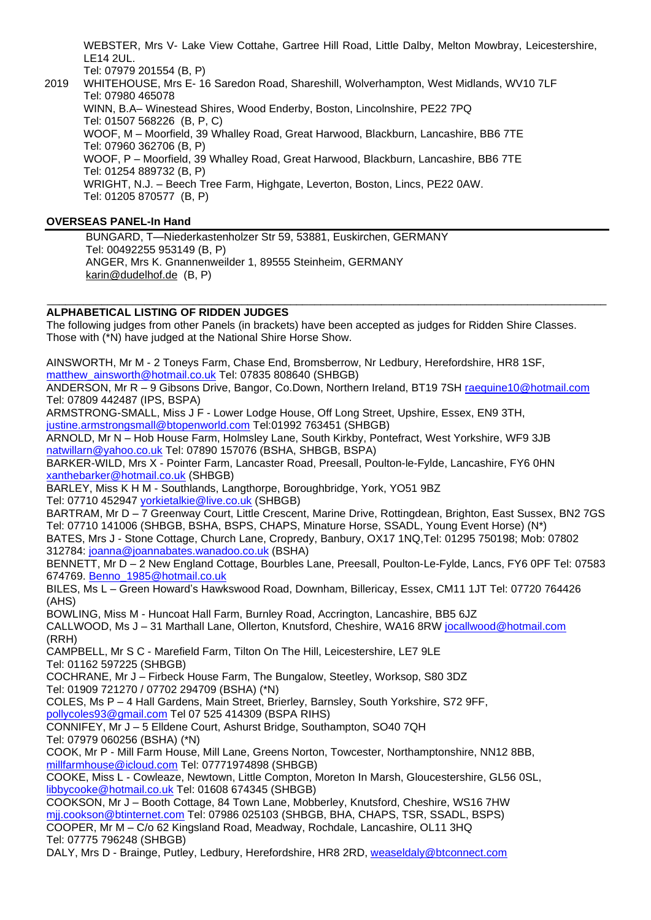WEBSTER, Mrs V- Lake View Cottahe, Gartree Hill Road, Little Dalby, Melton Mowbray, Leicestershire, LE14 2UL.
Tel: 07979 201554 (B, P)

2019 WHITEHOUSE, Mrs E- 16 Saredon Road, Shareshill, Wolverhampton, West Midlands, WV10 7LF
Tel: 07980 465078

WINN, B.A– Winestead Shires, Wood Enderby, Boston, Lincolnshire, PE22 7PQ
Tel: 01507 568226 (B, P, C)

WOOF, M – Moorfield, 39 Whalley Road, Great Harwood, Blackburn, Lancashire, BB6 7TE
Tel: 07960 362706 (B, P)

WOOF, P – Moorfield, 39 Whalley Road, Great Harwood, Blackburn, Lancashire, BB6 7TE
Tel: 01254 889732 (B, P)

WRIGHT, N.J. – Beech Tree Farm, Highgate, Leverton, Boston, Lincs, PE22 0AW.
Tel: 01205 870577 (B, P)

**OVERSEAS PANEL-In Hand**

BUNGARD, T—Niederkastenholzer Str 59, 53881, Euskirchen, GERMANY
Tel: 00492255 953149 (B, P)

ANGER, Mrs K. Gnannenweilder 1, 89555 Steinheim, GERMANY
karin@dudelhof.de (B, P)

---

**ALPHABETICAL LISTING OF RIDDEN JUDGES**

The following judges from other Panels (in brackets) have been accepted as judges for Ridden Shire Classes. Those with (*N) have judged at the National Shire Horse Show.

AINSWORTH, Mr M - 2 Toneys Farm, Chase End, Bromsberrow, Nr Ledbury, Herefordshire, HR8 1SF, matthew_ainsworth@hotmail.co.uk Tel: 07835 808640 (SHBGB)

ANDERSON, Mr R – 9 Gibsons Drive, Bangor, Co.Down, Northern Ireland, BT19 7SH raequine10@hotmail.com Tel: 07809 442487 (IPS, BSPA)

ARMSTRONG-SMALL, Miss J F - Lower Lodge House, Off Long Street, Upshire, Essex, EN9 3TH, justine.armstrongsmall@btopenworld.com Tel:01992 763451 (SHBGB)

ARNOLD, Mr N – Hob House Farm, Holmsley Lane, South Kirkby, Pontefract, West Yorkshire, WF9 3JB natwillarn@yahoo.co.uk Tel: 07890 157076 (BSHA, SHBGB, BSPA)

BARKER-WILD, Mrs X - Pointer Farm, Lancaster Road, Preesall, Poulton-le-Fylde, Lancashire, FY6 0HN xanthebarker@hotmail.co.uk (SHBGB)

BARLEY, Miss K H M - Southlands, Langthorpe, Boroughbridge, York, YO51 9BZ
Tel: 07710 452947 yorkietalkie@live.co.uk (SHBGB)

BARTRAM, Mr D – 7 Greenway Court, Little Crescent, Marine Drive, Rottingdean, Brighton, East Sussex, BN2 7GS Tel: 07710 141006 (SHBGB, BSHA, BSPS, CHAPS, Minature Horse, SSADL, Young Event Horse) (N*)

BATES, Mrs J - Stone Cottage, Church Lane, Cropredy, Banbury, OX17 1NQ,Tel: 01295 750198; Mob: 07802 312784: joanna@joannabates.wanadoo.co.uk (BSHA)

BENNETT, Mr D – 2 New England Cottage, Bourbles Lane, Preesall, Poulton-Le-Fylde, Lancs, FY6 0PF Tel: 07583 674769. Benno_1985@hotmail.co.uk

BILES, Ms L – Green Howard's Hawkswood Road, Downham, Billericay, Essex, CM11 1JT Tel: 07720 764426 (AHS)

BOWLING, Miss M - Huncoat Hall Farm, Burnley Road, Accrington, Lancashire, BB5 6JZ

CALLWOOD, Ms J – 31 Marthall Lane, Ollerton, Knutsford, Cheshire, WA16 8RW jocallwood@hotmail.com (RRH)

CAMPBELL, Mr S C - Marefield Farm, Tilton On The Hill, Leicestershire, LE7 9LE
Tel: 01162 597225 (SHBGB)

COCHRANE, Mr J – Firbeck House Farm, The Bungalow, Steetley, Worksop, S80 3DZ
Tel: 01909 721270 / 07702 294709 (BSHA) (*N)

COLES, Ms P – 4 Hall Gardens, Main Street, Brierley, Barnsley, South Yorkshire, S72 9FF, pollycoles93@gmail.com Tel 07 525 414309 (BSPA RIHS)

CONNIFEY, Mr J – 5 Elldene Court, Ashurst Bridge, Southampton, SO40 7QH
Tel: 07979 060256 (BSHA) (*N)

COOK, Mr P - Mill Farm House, Mill Lane, Greens Norton, Towcester, Northamptonshire, NN12 8BB, millfarmhouse@icloud.com Tel: 07771974898 (SHBGB)

COOKE, Miss L - Cowleaze, Newtown, Little Compton, Moreton In Marsh, Gloucestershire, GL56 0SL, libbycooke@hotmail.co.uk Tel: 01608 674345 (SHBGB)

COOKSON, Mr J – Booth Cottage, 84 Town Lane, Mobberley, Knutsford, Cheshire, WS16 7HW mjj.cookson@btinternet.com Tel: 07986 025103 (SHBGB, BHA, CHAPS, TSR, SSADL, BSPS)

COOPER, Mr M – C/o 62 Kingsland Road, Meadway, Rochdale, Lancashire, OL11 3HQ
Tel: 07775 796248 (SHBGB)

DALY, Mrs D - Brainge, Putley, Ledbury, Herefordshire, HR8 2RD, weaseldaly@btconnect.com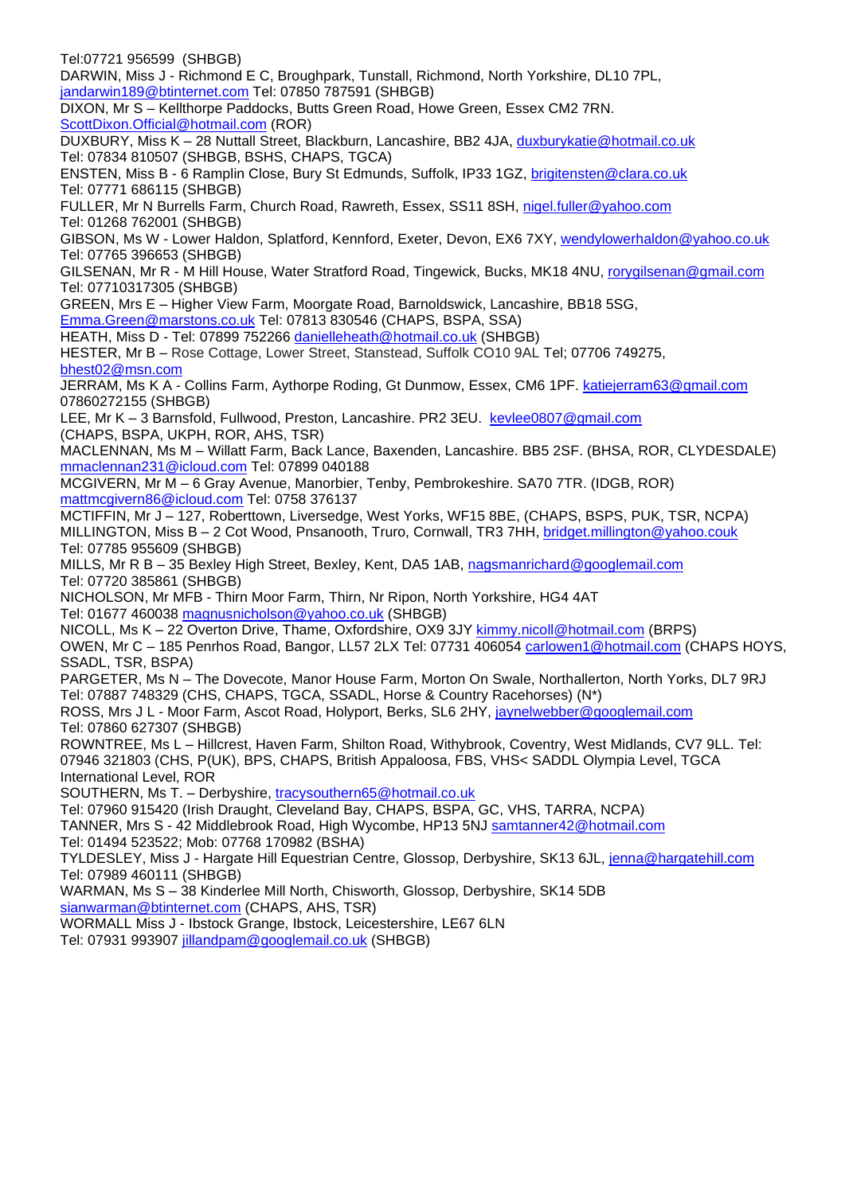Tel:07721 956599 (SHBGB)
DARWIN, Miss J - Richmond E C, Broughpark, Tunstall, Richmond, North Yorkshire, DL10 7PL, jandarwin189@btinternet.com Tel: 07850 787591 (SHBGB)
DIXON, Mr S – Kellthorpe Paddocks, Butts Green Road, Howe Green, Essex CM2 7RN. ScottDixon.Official@hotmail.com (ROR)
DUXBURY, Miss K – 28 Nuttall Street, Blackburn, Lancashire, BB2 4JA, duxburykatie@hotmail.co.uk Tel: 07834 810507 (SHBGB, BSHS, CHAPS, TGCA)
ENSTEN, Miss B - 6 Ramplin Close, Bury St Edmunds, Suffolk, IP33 1GZ, brigitensten@clara.co.uk Tel: 07771 686115 (SHBGB)
FULLER, Mr N Burrells Farm, Church Road, Rawreth, Essex, SS11 8SH, nigel.fuller@yahoo.com Tel: 01268 762001 (SHBGB)
GIBSON, Ms W - Lower Haldon, Splatford, Kennford, Exeter, Devon, EX6 7XY, wendylowerhaldon@yahoo.co.uk Tel: 07765 396653 (SHBGB)
GILSENAN, Mr R - M Hill House, Water Stratford Road, Tingewick, Bucks, MK18 4NU, rorygilsenan@gmail.com Tel: 07710317305 (SHBGB)
GREEN, Mrs E – Higher View Farm, Moorgate Road, Barnoldswick, Lancashire, BB18 5SG, Emma.Green@marstons.co.uk Tel: 07813 830546 (CHAPS, BSPA, SSA)
HEATH, Miss D - Tel: 07899 752266 danielleheath@hotmail.co.uk (SHBGB)
HESTER, Mr B – Rose Cottage, Lower Street, Stanstead, Suffolk CO10 9AL Tel; 07706 749275, bhest02@msn.com
JERRAM, Ms K A - Collins Farm, Aythorpe Roding, Gt Dunmow, Essex, CM6 1PF. katiejerram63@gmail.com 07860272155 (SHBGB)
LEE, Mr K – 3 Barnsfold, Fullwood, Preston, Lancashire. PR2 3EU. kevlee0807@gmail.com (CHAPS, BSPA, UKPH, ROR, AHS, TSR)
MACLENNAN, Ms M – Willatt Farm, Back Lance, Baxenden, Lancashire. BB5 2SF. (BHSA, ROR, CLYDESDALE) mmaclennan231@icloud.com Tel: 07899 040188
MCGIVERN, Mr M – 6 Gray Avenue, Manorbier, Tenby, Pembrokeshire. SA70 7TR. (IDGB, ROR) mattmcgivern86@icloud.com Tel: 0758 376137
MCTIFFIN, Mr J – 127, Roberttown, Liversedge, West Yorks, WF15 8BE, (CHAPS, BSPS, PUK, TSR, NCPA)
MILLINGTON, Miss B – 2 Cot Wood, Pnsanooth, Truro, Cornwall, TR3 7HH, bridget.millington@yahoo.couk Tel: 07785 955609 (SHBGB)
MILLS, Mr R B – 35 Bexley High Street, Bexley, Kent, DA5 1AB, nagsmanrichard@googlemail.com Tel: 07720 385861 (SHBGB)
NICHOLSON, Mr MFB - Thirn Moor Farm, Thirn, Nr Ripon, North Yorkshire, HG4 4AT Tel: 01677 460038 magnusnicholson@yahoo.co.uk (SHBGB)
NICOLL, Ms K – 22 Overton Drive, Thame, Oxfordshire, OX9 3JY kimmy.nicoll@hotmail.com (BRPS)
OWEN, Mr C – 185 Penrhos Road, Bangor, LL57 2LX Tel: 07731 406054 carlowen1@hotmail.com (CHAPS HOYS, SSADL, TSR, BSPA)
PARGETER, Ms N – The Dovecote, Manor House Farm, Morton On Swale, Northallerton, North Yorks, DL7 9RJ Tel: 07887 748329 (CHS, CHAPS, TGCA, SSADL, Horse & Country Racehorses) (N*)
ROSS, Mrs J L - Moor Farm, Ascot Road, Holyport, Berks, SL6 2HY, jaynelwebber@googlemail.com Tel: 07860 627307 (SHBGB)
ROWNTREE, Ms L – Hillcrest, Haven Farm, Shilton Road, Withybrook, Coventry, West Midlands, CV7 9LL. Tel: 07946 321803 (CHS, P(UK), BPS, CHAPS, British Appaloosa, FBS, VHS< SADDL Olympia Level, TGCA International Level, ROR
SOUTHERN, Ms T. – Derbyshire, tracysouthern65@hotmail.co.uk Tel: 07960 915420 (Irish Draught, Cleveland Bay, CHAPS, BSPA, GC, VHS, TARRA, NCPA)
TANNER, Mrs S - 42 Middlebrook Road, High Wycombe, HP13 5NJ samtanner42@hotmail.com Tel: 01494 523522; Mob: 07768 170982 (BSHA)
TYLDESLEY, Miss J - Hargate Hill Equestrian Centre, Glossop, Derbyshire, SK13 6JL, jenna@hargatehill.com Tel: 07989 460111 (SHBGB)
WARMAN, Ms S – 38 Kinderlee Mill North, Chisworth, Glossop, Derbyshire, SK14 5DB sianwarman@btinternet.com (CHAPS, AHS, TSR)
WORMALL Miss J - Ibstock Grange, Ibstock, Leicestershire, LE67 6LN Tel: 07931 993907 jillandpam@googlemail.co.uk (SHBGB)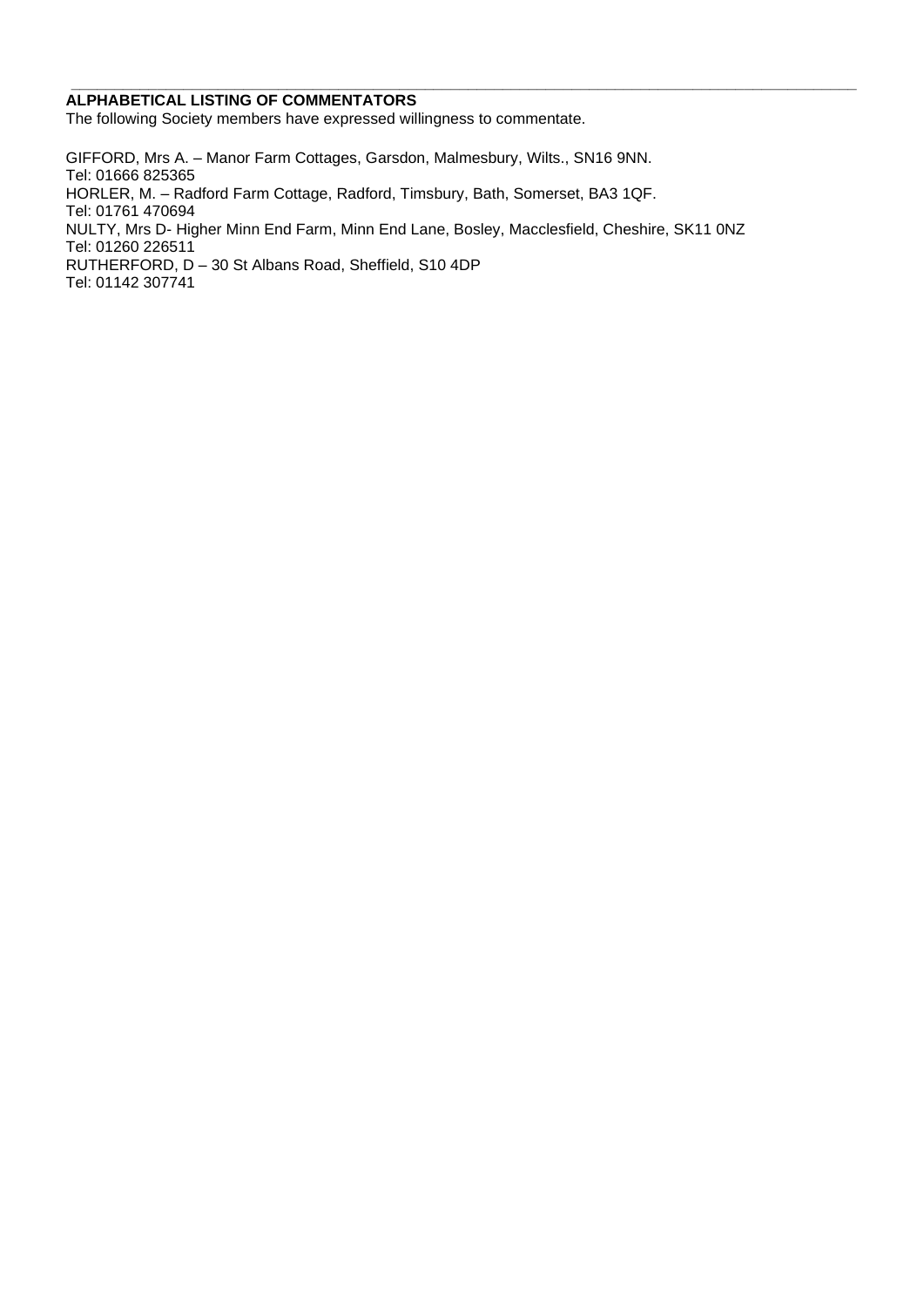**ALPHABETICAL LISTING OF COMMENTATORS**

The following Society members have expressed willingness to commentate.

GIFFORD, Mrs A. – Manor Farm Cottages, Garsdon, Malmesbury, Wilts., SN16 9NN.
Tel: 01666 825365

HORLER, M. – Radford Farm Cottage, Radford, Timsbury, Bath, Somerset, BA3 1QF.
Tel: 01761 470694

NULTY, Mrs D- Higher Minn End Farm, Minn End Lane, Bosley, Macclesfield, Cheshire, SK11 0NZ
Tel: 01260 226511

RUTHERFORD, D – 30 St Albans Road, Sheffield, S10 4DP
Tel: 01142 307741